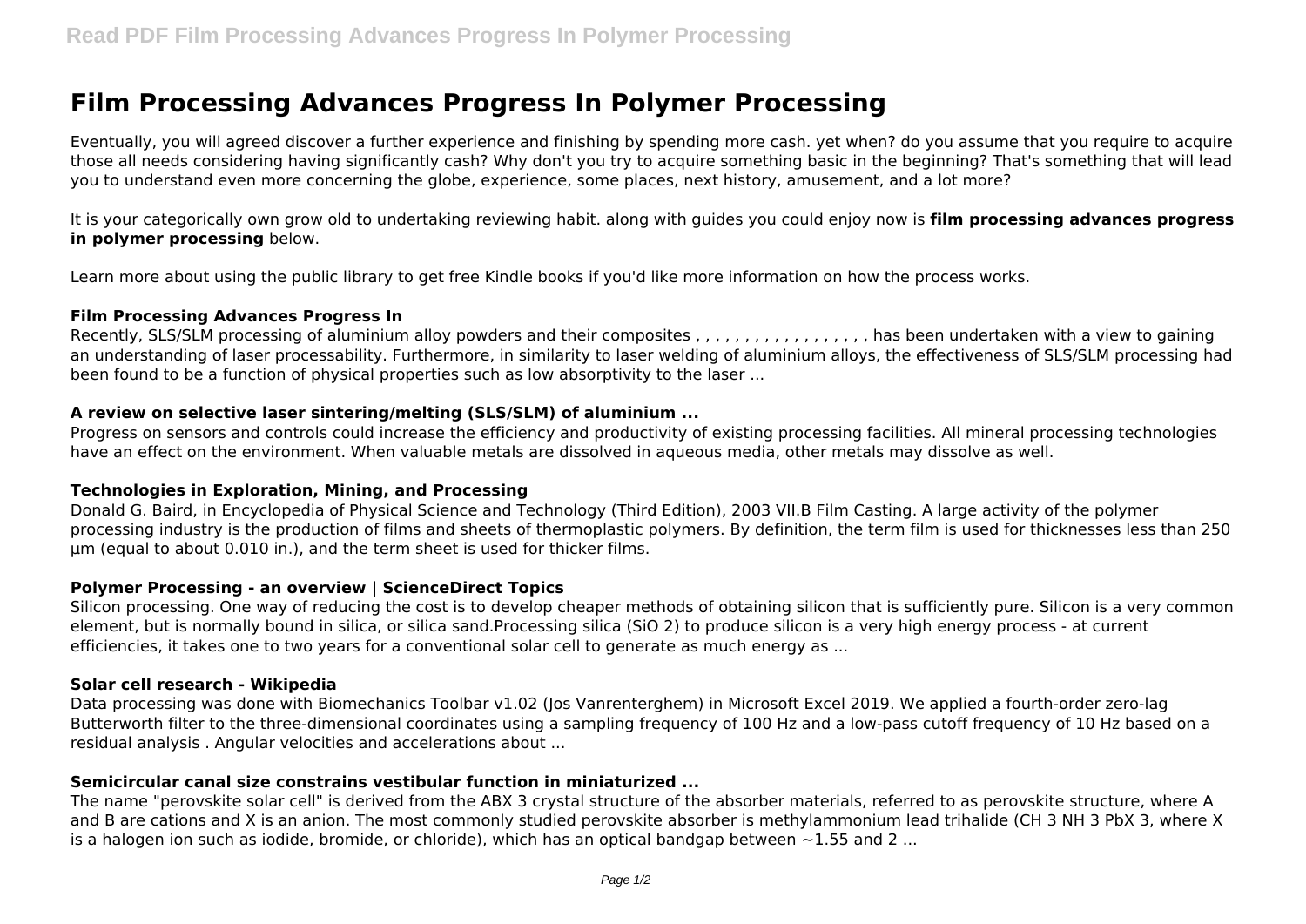# Film Processing Advances Progress In Polymer Processing

Eventually, you will agreed discover a further experience and finishing by spending more cash. yet when? do you assume that you require to acquire those all needs considering having significantly cash? Why don't you try to acquire something basic in the beginning? That's something that will lead you to understand even more concerning the globe, experience, some places, next history, amusement, and a lot more?

It is your categorically own grow old to undertaking reviewing habit. along with guides you could enjoy now is **film processing advances progress in polymer processing** below.

Learn more about using the public library to get free Kindle books if you'd like more information on how the process works.

### Film Processing Advances Progress In

Recently, SLS/SLM processing of aluminium alloy powders and their composites , , , , , , , , , , , , , , , , , , has been undertaken with a view to gaining an understanding of laser processability. Furthermore, in similarity to laser welding of aluminium alloys, the effectiveness of SLS/SLM processing had been found to be a function of physical properties such as low absorptivity to the laser ...

### A review on selective laser sintering/melting (SLS/SLM) of aluminium ...

Progress on sensors and controls could increase the efficiency and productivity of existing processing facilities. All mineral processing technologies have an effect on the environment. When valuable metals are dissolved in aqueous media, other metals may dissolve as well.

### Technologies in Exploration, Mining, and Processing

Donald G. Baird, in Encyclopedia of Physical Science and Technology (Third Edition), 2003 VII.B Film Casting. A large activity of the polymer processing industry is the production of films and sheets of thermoplastic polymers. By definition, the term film is used for thicknesses less than 250 μm (equal to about 0.010 in.), and the term sheet is used for thicker films.

### Polymer Processing - an overview | ScienceDirect Topics

Silicon processing. One way of reducing the cost is to develop cheaper methods of obtaining silicon that is sufficiently pure. Silicon is a very common element, but is normally bound in silica, or silica sand.Processing silica ($SiO_2$) to produce silicon is a very high energy process - at current efficiencies, it takes one to two years for a conventional solar cell to generate as much energy as ...

### Solar cell research - Wikipedia

Data processing was done with Biomechanics Toolbar v1.02 (Jos Vanrenterghem) in Microsoft Excel 2019. We applied a fourth-order zero-lag Butterworth filter to the three-dimensional coordinates using a sampling frequency of 100 Hz and a low-pass cutoff frequency of 10 Hz based on a residual analysis . Angular velocities and accelerations about ...

### Semicircular canal size constrains vestibular function in miniaturized ...

The name "perovskite solar cell" is derived from the $ABX_3$ crystal structure of the absorber materials, referred to as perovskite structure, where A and B are cations and X is an anion. The most commonly studied perovskite absorber is methylammonium lead trihalide ($CH_3NH_3PbX_3$, where X is a halogen ion such as iodide, bromide, or chloride), which has an optical bandgap between ~1.55 and 2 ...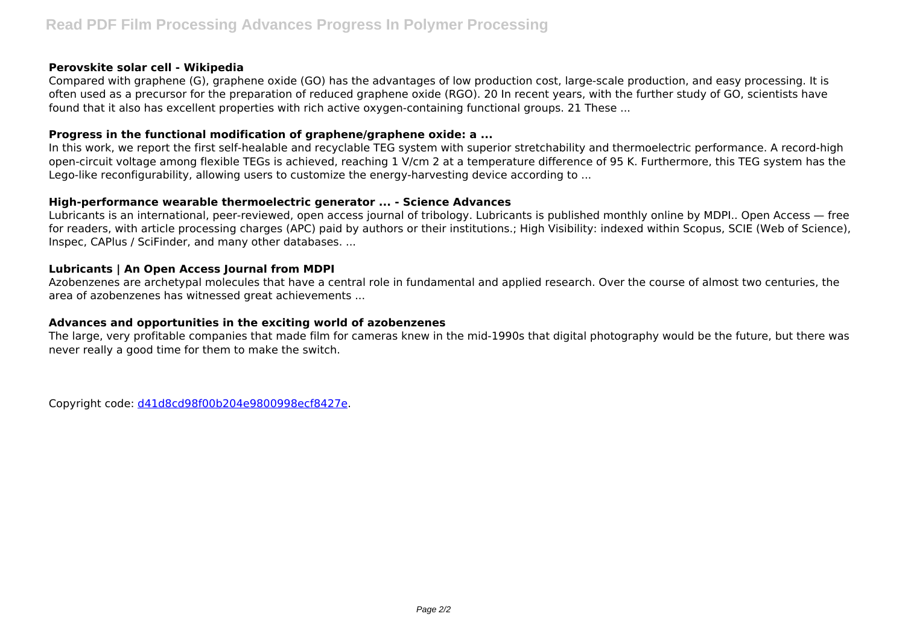**Perovskite solar cell - Wikipedia**

Compared with graphene (G), graphene oxide (GO) has the advantages of low production cost, large-scale production, and easy processing. It is often used as a precursor for the preparation of reduced graphene oxide (RGO). 20 In recent years, with the further study of GO, scientists have found that it also has excellent properties with rich active oxygen-containing functional groups. 21 These ...

**Progress in the functional modification of graphene/graphene oxide: a ...**

In this work, we report the first self-healable and recyclable TEG system with superior stretchability and thermoelectric performance. A record-high open-circuit voltage among flexible TEGs is achieved, reaching 1 V/cm 2 at a temperature difference of 95 K. Furthermore, this TEG system has the Lego-like reconfigurability, allowing users to customize the energy-harvesting device according to ...

**High-performance wearable thermoelectric generator ... - Science Advances**

Lubricants is an international, peer-reviewed, open access journal of tribology. Lubricants is published monthly online by MDPI.. Open Access — free for readers, with article processing charges (APC) paid by authors or their institutions.; High Visibility: indexed within Scopus, SCIE (Web of Science), Inspec, CAPlus / SciFinder, and many other databases. ...

**Lubricants | An Open Access Journal from MDPI**

Azobenzenes are archetypal molecules that have a central role in fundamental and applied research. Over the course of almost two centuries, the area of azobenzenes has witnessed great achievements ...

**Advances and opportunities in the exciting world of azobenzenes**

The large, very profitable companies that made film for cameras knew in the mid-1990s that digital photography would be the future, but there was never really a good time for them to make the switch.

Copyright code: d41d8cd98f00b204e9800998ecf8427e.